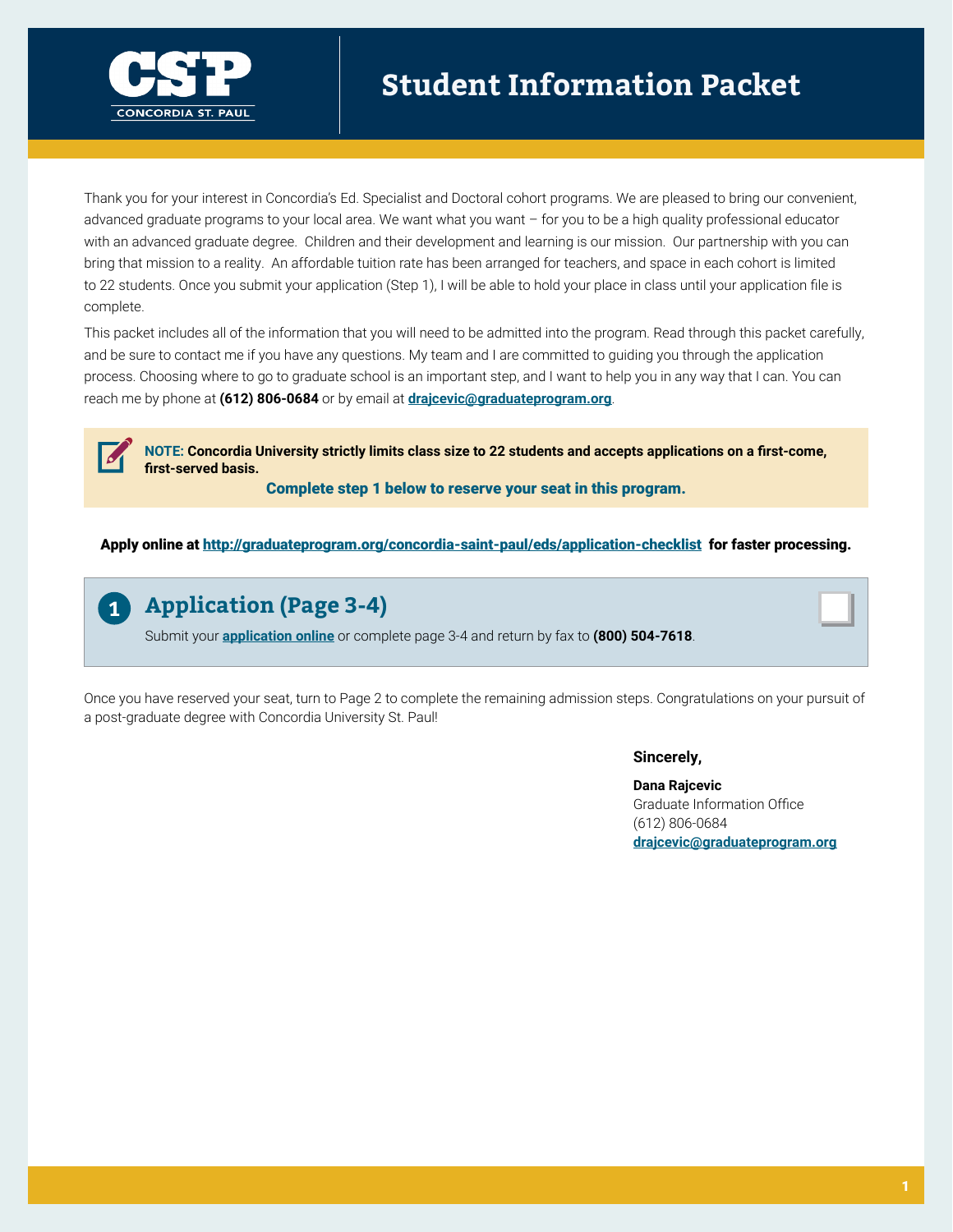CSP
CONCORDIA ST. PAUL

# Student Information Packet

Thank you for your interest in Concordia's Ed. Specialist and Doctoral cohort programs. We are pleased to bring our convenient, advanced graduate programs to your local area. We want what you want – for you to be a high quality professional educator with an advanced graduate degree. Children and their development and learning is our mission. Our partnership with you can bring that mission to a reality. An affordable tuition rate has been arranged for teachers, and space in each cohort is limited to 22 students. Once you submit your application (Step 1), I will be able to hold your place in class until your application file is complete.

This packet includes all of the information that you will need to be admitted into the program. Read through this packet carefully, and be sure to contact me if you have any questions. My team and I are committed to guiding you through the application process. Choosing where to go to graduate school is an important step, and I want to help you in any way that I can. You can reach me by phone at **(612) 806-0684** or by email at **drajcevic@graduateprogram.org**.

**NOTE: Concordia University strictly limits class size to 22 students and accepts applications on a first-come, first-served basis.**

**Complete step 1 below to reserve your seat in this program.**

**Apply online at http://graduateprogram.org/concordia-saint-paul/eds/application-checklist for faster processing.**

## 1 Application (Page 3-4)

Submit your **application online** or complete page 3-4 and return by fax to **(800) 504-7618**.

Once you have reserved your seat, turn to Page 2 to complete the remaining admission steps. Congratulations on your pursuit of a post-graduate degree with Concordia University St. Paul!

**Sincerely,**

**Dana Rajcevic**
Graduate Information Office
(612) 806-0684
**drajcevic@graduateprogram.org**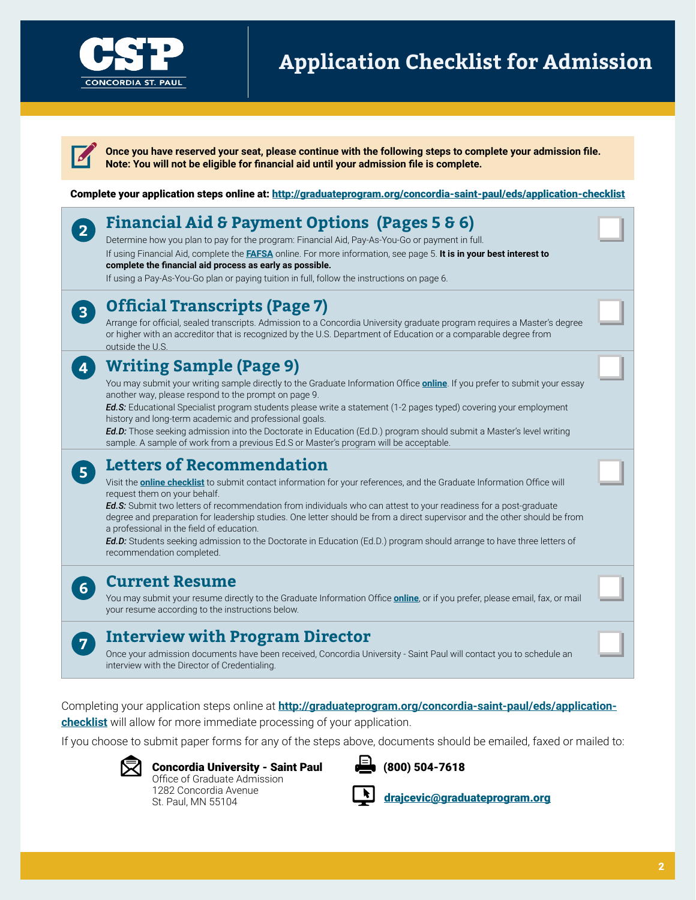# Application Checklist for Admission

**Once you have reserved your seat, please continue with the following steps to complete your admission file.**
**Note: You will not be eligible for financial aid until your admission file is complete.**

**Complete your application steps online at: http://graduateprogram.org/concordia-saint-paul/eds/application-checklist**

## 2 Financial Aid & Payment Options (Pages 5 & 6)

Determine how you plan to pay for the program: Financial Aid, Pay-As-You-Go or payment in full.

If using Financial Aid, complete the **FAFSA** online. For more information, see page 5. **It is in your best interest to complete the financial aid process as early as possible.**

If using a Pay-As-You-Go plan or paying tuition in full, follow the instructions on page 6.

## 3 Official Transcripts (Page 7)

Arrange for official, sealed transcripts. Admission to a Concordia University graduate program requires a Master's degree or higher with an accreditor that is recognized by the U.S. Department of Education or a comparable degree from outside the U.S.

## 4 Writing Sample (Page 9)

You may submit your writing sample directly to the Graduate Information Office **online**. If you prefer to submit your essay another way, please respond to the prompt on page 9.

***Ed.S:*** Educational Specialist program students please write a statement (1-2 pages typed) covering your employment history and long-term academic and professional goals.

***Ed.D:*** Those seeking admission into the Doctorate in Education (Ed.D.) program should submit a Master's level writing sample. A sample of work from a previous Ed.S or Master's program will be acceptable.

## 5 Letters of Recommendation

Visit the **online checklist** to submit contact information for your references, and the Graduate Information Office will request them on your behalf.

***Ed.S:*** Submit two letters of recommendation from individuals who can attest to your readiness for a post-graduate degree and preparation for leadership studies. One letter should be from a direct supervisor and the other should be from a professional in the field of education.

***Ed.D:*** Students seeking admission to the Doctorate in Education (Ed.D.) program should arrange to have three letters of recommendation completed.

## 6 Current Resume

You may submit your resume directly to the Graduate Information Office **online**, or if you prefer, please email, fax, or mail your resume according to the instructions below.

## 7 Interview with Program Director

Once your admission documents have been received, Concordia University - Saint Paul will contact you to schedule an interview with the Director of Credentialing.

Completing your application steps online at **http://graduateprogram.org/concordia-saint-paul/eds/application-checklist** will allow for more immediate processing of your application.

If you choose to submit paper forms for any of the steps above, documents should be emailed, faxed or mailed to:

**Concordia University - Saint Paul**
Office of Graduate Admission
1282 Concordia Avenue
St. Paul, MN 55104

**(800) 504-7618**

**drajcevic@graduateprogram.org**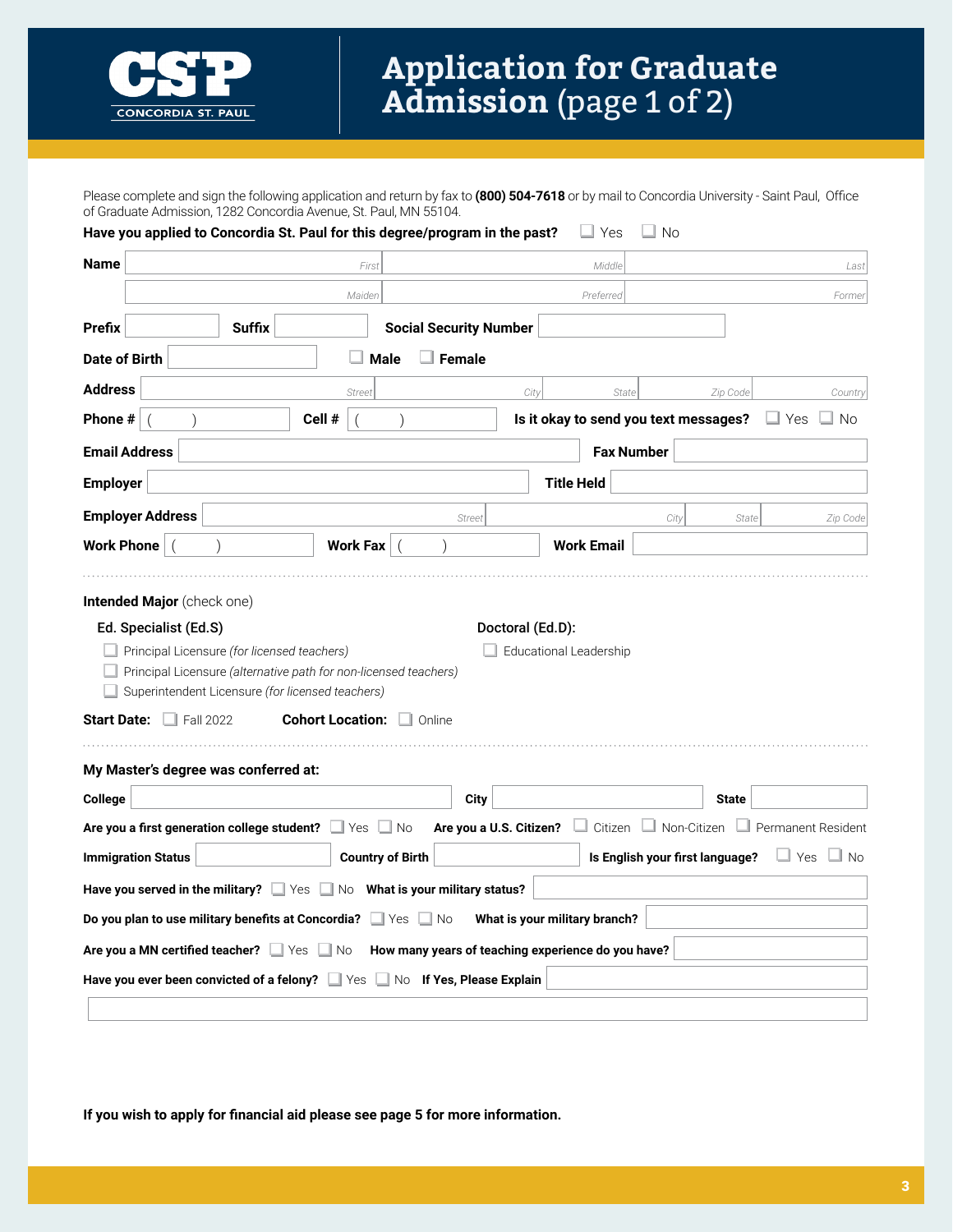CSP CONCORDIA ST. PAUL

# Application for Graduate Admission (page 1 of 2)

Please complete and sign the following application and return by fax to **(800) 504-7618** or by mail to Concordia University - Saint Paul, Office of Graduate Admission, 1282 Concordia Avenue, St. Paul, MN 55104.

**Have you applied to Concordia St. Paul for this degree/program in the past?** ☐ Yes ☐ No

**Name** First ______ Middle ______ Last ______

Maiden ______ Preferred ______ Former ______

**Prefix** ______ **Suffix** ______ **Social Security Number** ______

**Date of Birth** ______ ☐ **Male** ☐ **Female**

**Address** Street ______ City ______ State ______ Zip Code ______ Country ______

**Phone #** ( ) ______ **Cell #** ( ) ______ **Is it okay to send you text messages?** ☐ Yes ☐ No

**Email Address** ______ **Fax Number** ______

**Employer** ______ **Title Held** ______

**Employer Address** Street ______ City ______ State ______ Zip Code ______

**Work Phone** ( ) ______ **Work Fax** ( ) ______ **Work Email** ______

---

**Intended Major** (check one)

**Ed. Specialist (Ed.S)**

- ☐ Principal Licensure *(for licensed teachers)*
- ☐ Principal Licensure *(alternative path for non-licensed teachers)*
- ☐ Superintendent Licensure *(for licensed teachers)*

**Doctoral (Ed.D):**

- ☐ Educational Leadership

**Start Date:** ☐ Fall 2022 **Cohort Location:** ☐ Online

---

**My Master's degree was conferred at:**

**College** ______ **City** ______ **State** ______

**Are you a first generation college student?** ☐ Yes ☐ No **Are you a U.S. Citizen?** ☐ Citizen ☐ Non-Citizen ☐ Permanent Resident

**Immigration Status** ______ **Country of Birth** ______ **Is English your first language?** ☐ Yes ☐ No

**Have you served in the military?** ☐ Yes ☐ No **What is your military status?** ______

**Do you plan to use military benefits at Concordia?** ☐ Yes ☐ No **What is your military branch?** ______

**Are you a MN certified teacher?** ☐ Yes ☐ No **How many years of teaching experience do you have?** ______

**Have you ever been convicted of a felony?** ☐ Yes ☐ No **If Yes, Please Explain** ______

______

**If you wish to apply for financial aid please see page 5 for more information.**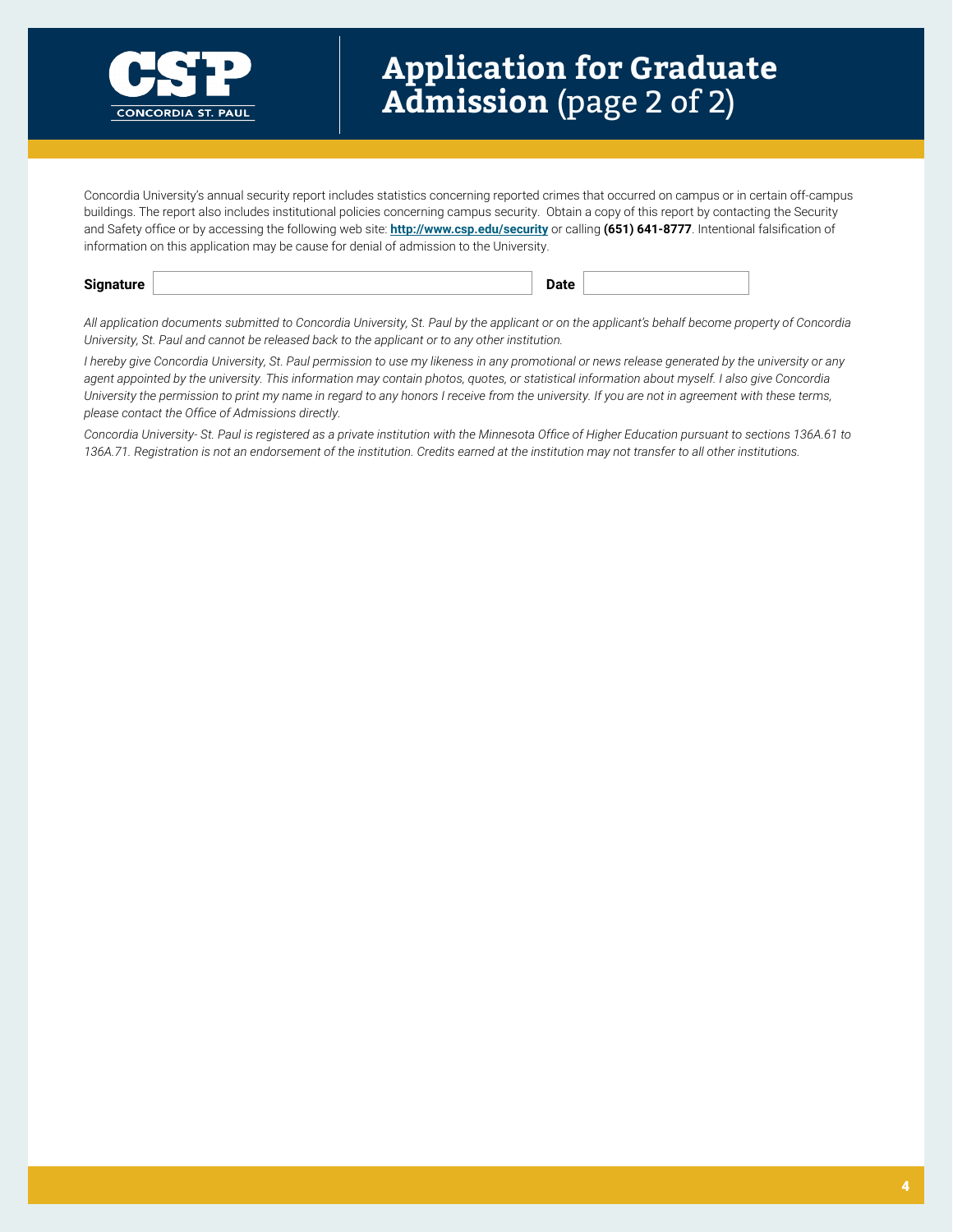# Application for Graduate Admission (page 2 of 2)

Concordia University's annual security report includes statistics concerning reported crimes that occurred on campus or in certain off-campus buildings. The report also includes institutional policies concerning campus security. Obtain a copy of this report by contacting the Security and Safety office or by accessing the following web site: **http://www.csp.edu/security** or calling **(651) 641-8777**. Intentional falsification of information on this application may be cause for denial of admission to the University.

**Signature** ______________________ **Date** __________

*All application documents submitted to Concordia University, St. Paul by the applicant or on the applicant's behalf become property of Concordia University, St. Paul and cannot be released back to the applicant or to any other institution.*

*I hereby give Concordia University, St. Paul permission to use my likeness in any promotional or news release generated by the university or any agent appointed by the university. This information may contain photos, quotes, or statistical information about myself. I also give Concordia University the permission to print my name in regard to any honors I receive from the university. If you are not in agreement with these terms, please contact the Office of Admissions directly.*

*Concordia University- St. Paul is registered as a private institution with the Minnesota Office of Higher Education pursuant to sections 136A.61 to 136A.71. Registration is not an endorsement of the institution. Credits earned at the institution may not transfer to all other institutions.*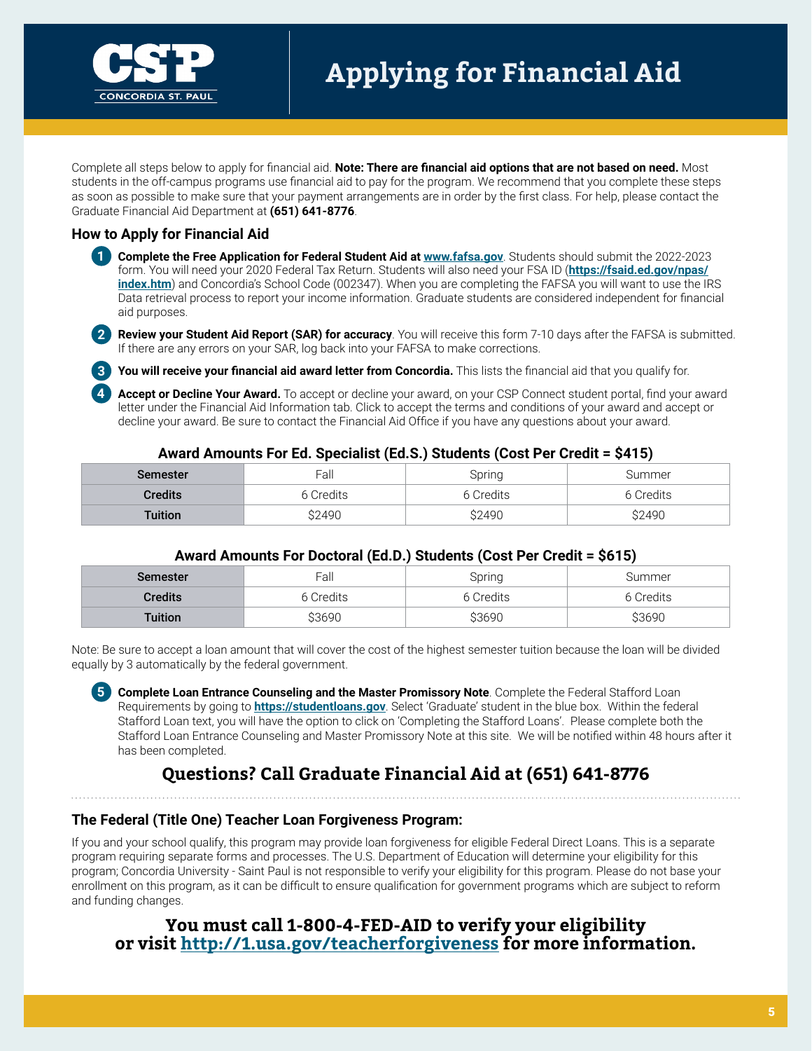# Applying for Financial Aid

Complete all steps below to apply for financial aid. **Note: There are financial aid options that are not based on need.** Most students in the off-campus programs use financial aid to pay for the program. We recommend that you complete these steps as soon as possible to make sure that your payment arrangements are in order by the first class. For help, please contact the Graduate Financial Aid Department at **(651) 641-8776**.

## How to Apply for Financial Aid

1. **Complete the Free Application for Federal Student Aid at www.fafsa.gov**. Students should submit the 2022-2023 form. You will need your 2020 Federal Tax Return. Students will also need your FSA ID (**https://fsaid.ed.gov/npas/index.htm**) and Concordia's School Code (002347). When you are completing the FAFSA you will want to use the IRS Data retrieval process to report your income information. Graduate students are considered independent for financial aid purposes.
2. **Review your Student Aid Report (SAR) for accuracy**. You will receive this form 7-10 days after the FAFSA is submitted. If there are any errors on your SAR, log back into your FAFSA to make corrections.
3. **You will receive your financial aid award letter from Concordia.** This lists the financial aid that you qualify for.
4. **Accept or Decline Your Award.** To accept or decline your award, on your CSP Connect student portal, find your award letter under the Financial Aid Information tab. Click to accept the terms and conditions of your award and accept or decline your award. Be sure to contact the Financial Aid Office if you have any questions about your award.

**Award Amounts For Ed. Specialist (Ed.S.) Students (Cost Per Credit = $415)**

| Semester | Fall | Spring | Summer |
|---|---|---|---|
| Credits | 6 Credits | 6 Credits | 6 Credits |
| Tuition | $2490 | $2490 | $2490 |

**Award Amounts For Doctoral (Ed.D.) Students (Cost Per Credit = $615)**

| Semester | Fall | Spring | Summer |
|---|---|---|---|
| Credits | 6 Credits | 6 Credits | 6 Credits |
| Tuition | $3690 | $3690 | $3690 |

Note: Be sure to accept a loan amount that will cover the cost of the highest semester tuition because the loan will be divided equally by 3 automatically by the federal government.

5. **Complete Loan Entrance Counseling and the Master Promissory Note**. Complete the Federal Stafford Loan Requirements by going to **https://studentloans.gov**. Select 'Graduate' student in the blue box. Within the federal Stafford Loan text, you will have the option to click on 'Completing the Stafford Loans'. Please complete both the Stafford Loan Entrance Counseling and Master Promissory Note at this site. We will be notified within 48 hours after it has been completed.

## Questions? Call Graduate Financial Aid at (651) 641-8776

### The Federal (Title One) Teacher Loan Forgiveness Program:

If you and your school qualify, this program may provide loan forgiveness for eligible Federal Direct Loans. This is a separate program requiring separate forms and processes. The U.S. Department of Education will determine your eligibility for this program; Concordia University - Saint Paul is not responsible to verify your eligibility for this program. Please do not base your enrollment on this program, as it can be difficult to ensure qualification for government programs which are subject to reform and funding changes.

**You must call 1-800-4-FED-AID to verify your eligibility or visit http://1.usa.gov/teacherforgiveness for more information.**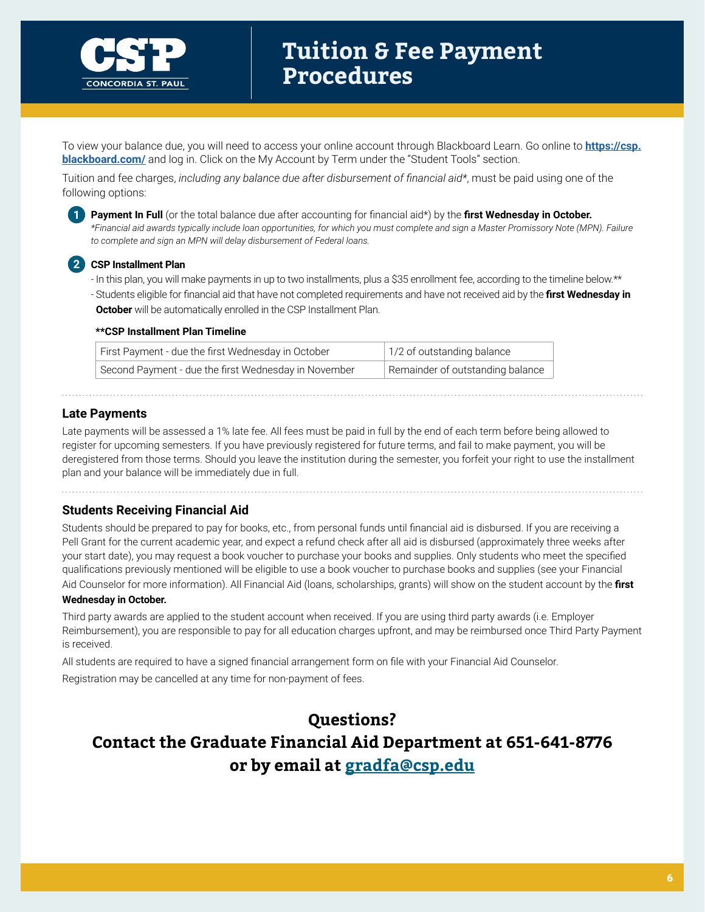# Tuition & Fee Payment Procedures

To view your balance due, you will need to access your online account through Blackboard Learn. Go online to **https://csp.blackboard.com/** and log in. Click on the My Account by Term under the "Student Tools" section.

Tuition and fee charges, *including any balance due after disbursement of financial aid**, must be paid using one of the following options:

1. **Payment In Full** (or the total balance due after accounting for financial aid*) by the **first Wednesday in October.**
   *\*Financial aid awards typically include loan opportunities, for which you must complete and sign a Master Promissory Note (MPN). Failure to complete and sign an MPN will delay disbursement of Federal loans.*

2. **CSP Installment Plan**
   - In this plan, you will make payments in up to two installments, plus a $35 enrollment fee, according to the timeline below.**
   - Students eligible for financial aid that have not completed requirements and have not received aid by the **first Wednesday in October** will be automatically enrolled in the CSP Installment Plan.

**\*\*CSP Installment Plan Timeline**

| | |
|---|---|
| First Payment - due the first Wednesday in October | 1/2 of outstanding balance |
| Second Payment - due the first Wednesday in November | Remainder of outstanding balance |

## Late Payments

Late payments will be assessed a 1% late fee. All fees must be paid in full by the end of each term before being allowed to register for upcoming semesters. If you have previously registered for future terms, and fail to make payment, you will be deregistered from those terms. Should you leave the institution during the semester, you forfeit your right to use the installment plan and your balance will be immediately due in full.

## Students Receiving Financial Aid

Students should be prepared to pay for books, etc., from personal funds until financial aid is disbursed. If you are receiving a Pell Grant for the current academic year, and expect a refund check after all aid is disbursed (approximately three weeks after your start date), you may request a book voucher to purchase your books and supplies. Only students who meet the specified qualifications previously mentioned will be eligible to use a book voucher to purchase books and supplies (see your Financial Aid Counselor for more information). All Financial Aid (loans, scholarships, grants) will show on the student account by the **first Wednesday in October.**

Third party awards are applied to the student account when received. If you are using third party awards (i.e. Employer Reimbursement), you are responsible to pay for all education charges upfront, and may be reimbursed once Third Party Payment is received.

All students are required to have a signed financial arrangement form on file with your Financial Aid Counselor.

Registration may be cancelled at any time for non-payment of fees.

## Questions?
## Contact the Graduate Financial Aid Department at 651-641-8776 or by email at gradfa@csp.edu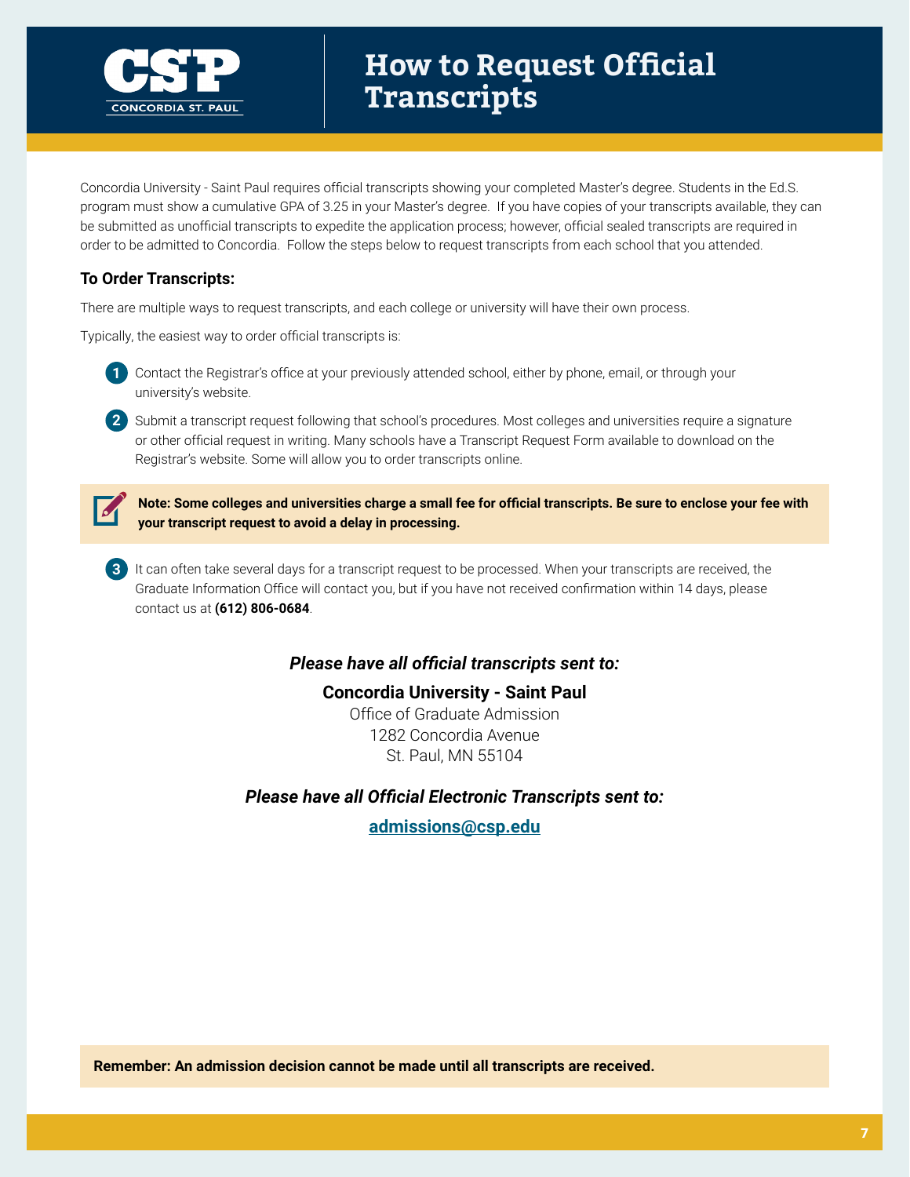# How to Request Official Transcripts

Concordia University - Saint Paul requires official transcripts showing your completed Master's degree. Students in the Ed.S. program must show a cumulative GPA of 3.25 in your Master's degree. If you have copies of your transcripts available, they can be submitted as unofficial transcripts to expedite the application process; however, official sealed transcripts are required in order to be admitted to Concordia. Follow the steps below to request transcripts from each school that you attended.

### To Order Transcripts:

There are multiple ways to request transcripts, and each college or university will have their own process.

Typically, the easiest way to order official transcripts is:

1. Contact the Registrar's office at your previously attended school, either by phone, email, or through your university's website.
2. Submit a transcript request following that school's procedures. Most colleges and universities require a signature or other official request in writing. Many schools have a Transcript Request Form available to download on the Registrar's website. Some will allow you to order transcripts online.

**Note: Some colleges and universities charge a small fee for official transcripts. Be sure to enclose your fee with your transcript request to avoid a delay in processing.**

3. It can often take several days for a transcript request to be processed. When your transcripts are received, the Graduate Information Office will contact you, but if you have not received confirmation within 14 days, please contact us at **(612) 806-0684**.

***Please have all official transcripts sent to:***

**Concordia University - Saint Paul**
Office of Graduate Admission
1282 Concordia Avenue
St. Paul, MN 55104

***Please have all Official Electronic Transcripts sent to:***

**admissions@csp.edu**

**Remember: An admission decision cannot be made until all transcripts are received.**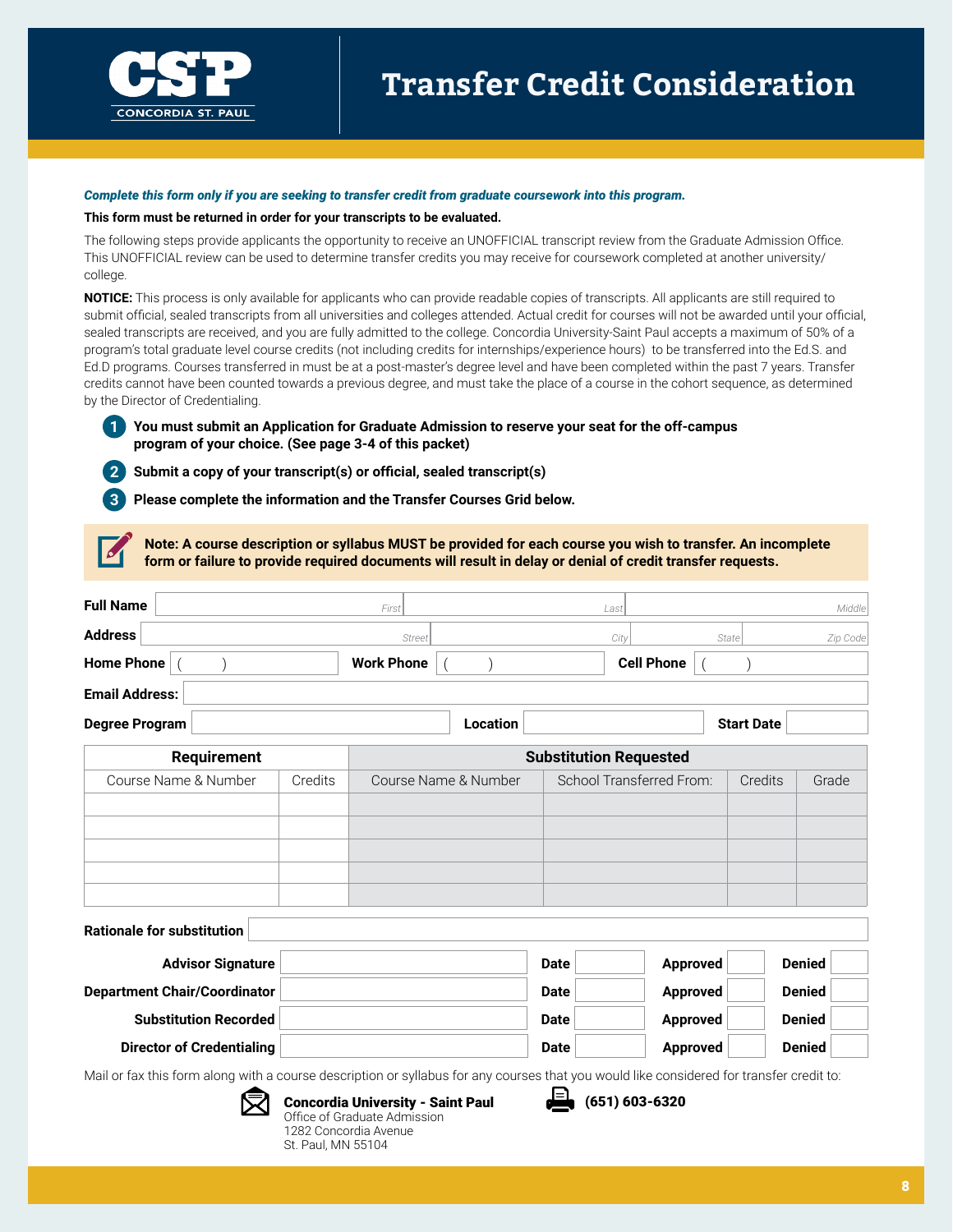# Transfer Credit Consideration

***Complete this form only if you are seeking to transfer credit from graduate coursework into this program.***

**This form must be returned in order for your transcripts to be evaluated.**

The following steps provide applicants the opportunity to receive an UNOFFICIAL transcript review from the Graduate Admission Office. This UNOFFICIAL review can be used to determine transfer credits you may receive for coursework completed at another university/ college.

**NOTICE:** This process is only available for applicants who can provide readable copies of transcripts. All applicants are still required to submit official, sealed transcripts from all universities and colleges attended. Actual credit for courses will not be awarded until your official, sealed transcripts are received, and you are fully admitted to the college. Concordia University-Saint Paul accepts a maximum of 50% of a program's total graduate level course credits (not including credits for internships/experience hours) to be transferred into the Ed.S. and Ed.D programs. Courses transferred in must be at a post-master's degree level and have been completed within the past 7 years. Transfer credits cannot have been counted towards a previous degree, and must take the place of a course in the cohort sequence, as determined by the Director of Credentialing.

1. **You must submit an Application for Graduate Admission to reserve your seat for the off-campus program of your choice. (See page 3-4 of this packet)**
2. **Submit a copy of your transcript(s) or official, sealed transcript(s)**
3. **Please complete the information and the Transfer Courses Grid below.**

**Note: A course description or syllabus MUST be provided for each course you wish to transfer. An incomplete form or failure to provide required documents will result in delay or denial of credit transfer requests.**

**Full Name** ____________ First ____________ Last ____________ Middle

**Address** ____________ Street ____________ City ____________ State ____________ Zip Code

**Home Phone** (    ) ____________ **Work Phone** (    ) ____________ **Cell Phone** (    ) ____________

**Email Address:** ____________

**Degree Program** ____________ **Location** ____________ **Start Date** ____________

| Requirement | | Substitution Requested | | | |
|---|---|---|---|---|---|
| Course Name & Number | Credits | Course Name & Number | School Transferred From: | Credits | Grade |
| | | | | | |
| | | | | | |
| | | | | | |
| | | | | | |
| | | | | | |

**Rationale for substitution** ____________

| | | | | |
|---|---|---|---|---|
| **Advisor Signature** | | **Date** | **Approved** | **Denied** |
| **Department Chair/Coordinator** | | **Date** | **Approved** | **Denied** |
| **Substitution Recorded** | | **Date** | **Approved** | **Denied** |
| **Director of Credentialing** | | **Date** | **Approved** | **Denied** |

Mail or fax this form along with a course description or syllabus for any courses that you would like considered for transfer credit to:

**Concordia University - Saint Paul**
Office of Graduate Admission
1282 Concordia Avenue
St. Paul, MN 55104

**(651) 603-6320**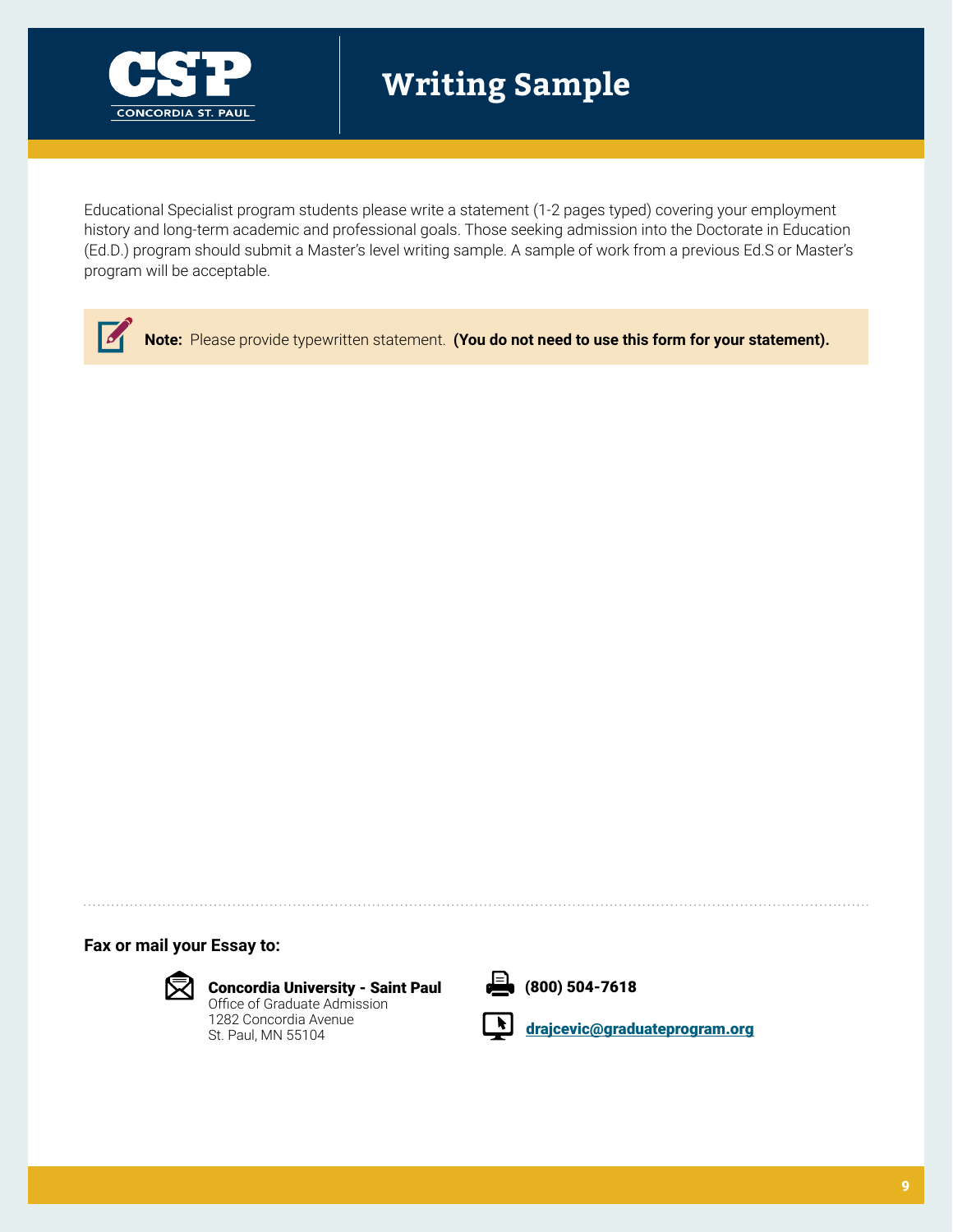# Writing Sample

Educational Specialist program students please write a statement (1-2 pages typed) covering your employment history and long-term academic and professional goals. Those seeking admission into the Doctorate in Education (Ed.D.) program should submit a Master's level writing sample. A sample of work from a previous Ed.S or Master's program will be acceptable.

**Note:** Please provide typewritten statement. **(You do not need to use this form for your statement).**

**Fax or mail your Essay to:**

**Concordia University - Saint Paul**
Office of Graduate Admission
1282 Concordia Avenue
St. Paul, MN 55104

**(800) 504-7618**

**drajcevic@graduateprogram.org**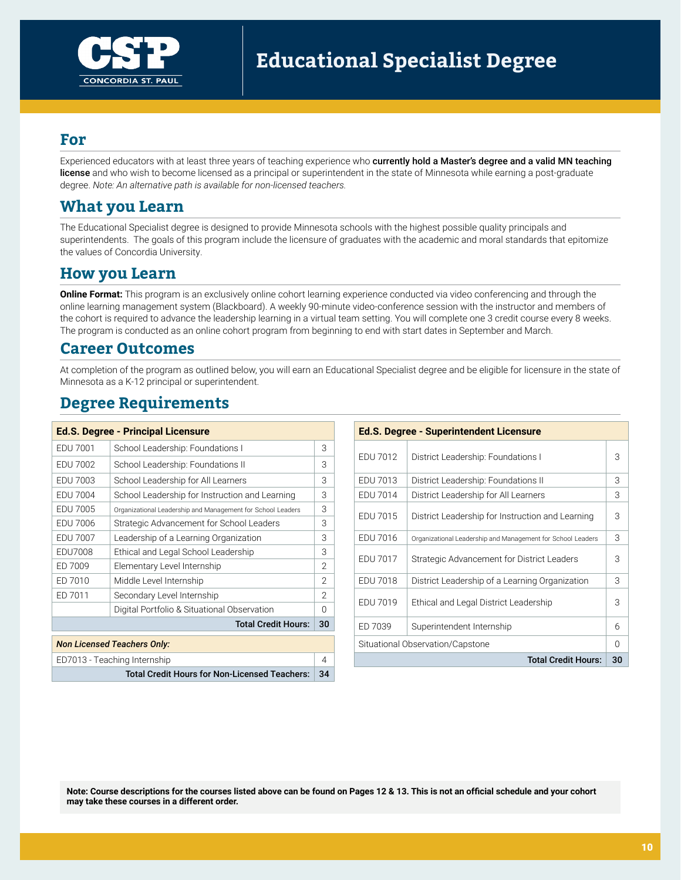# Educational Specialist Degree

## For

Experienced educators with at least three years of teaching experience who **currently hold a Master's degree and a valid MN teaching license** and who wish to become licensed as a principal or superintendent in the state of Minnesota while earning a post-graduate degree. *Note: An alternative path is available for non-licensed teachers.*

## What you Learn

The Educational Specialist degree is designed to provide Minnesota schools with the highest possible quality principals and superintendents. The goals of this program include the licensure of graduates with the academic and moral standards that epitomize the values of Concordia University.

## How you Learn

**Online Format:** This program is an exclusively online cohort learning experience conducted via video conferencing and through the online learning management system (Blackboard). A weekly 90-minute video-conference session with the instructor and members of the cohort is required to advance the leadership learning in a virtual team setting. You will complete one 3 credit course every 8 weeks. The program is conducted as an online cohort program from beginning to end with start dates in September and March.

## Career Outcomes

At completion of the program as outlined below, you will earn an Educational Specialist degree and be eligible for licensure in the state of Minnesota as a K-12 principal or superintendent.

## Degree Requirements

| Ed.S. Degree - Principal Licensure | | |
|---|---|---|
| EDU 7001 | School Leadership: Foundations I | 3 |
| EDU 7002 | School Leadership: Foundations II | 3 |
| EDU 7003 | School Leadership for All Learners | 3 |
| EDU 7004 | School Leadership for Instruction and Learning | 3 |
| EDU 7005 | Organizational Leadership and Management for School Leaders | 3 |
| EDU 7006 | Strategic Advancement for School Leaders | 3 |
| EDU 7007 | Leadership of a Learning Organization | 3 |
| EDU7008 | Ethical and Legal School Leadership | 3 |
| ED 7009 | Elementary Level Internship | 2 |
| ED 7010 | Middle Level Internship | 2 |
| ED 7011 | Secondary Level Internship | 2 |
| | Digital Portfolio & Situational Observation | 0 |
| | **Total Credit Hours:** | **30** |

| *Non Licensed Teachers Only:* | |
|---|---|
| ED7013 - Teaching Internship | 4 |
| **Total Credit Hours for Non-Licensed Teachers:** | **34** |

| Ed.S. Degree - Superintendent Licensure | | |
|---|---|---|
| EDU 7012 | District Leadership: Foundations I | 3 |
| EDU 7013 | District Leadership: Foundations II | 3 |
| EDU 7014 | District Leadership for All Learners | 3 |
| EDU 7015 | District Leadership for Instruction and Learning | 3 |
| EDU 7016 | Organizational Leadership and Management for School Leaders | 3 |
| EDU 7017 | Strategic Advancement for District Leaders | 3 |
| EDU 7018 | District Leadership of a Learning Organization | 3 |
| EDU 7019 | Ethical and Legal District Leadership | 3 |
| ED 7039 | Superintendent Internship | 6 |
| Situational Observation/Capstone | | 0 |
| | **Total Credit Hours:** | **30** |

**Note: Course descriptions for the courses listed above can be found on Pages 12 & 13. This is not an official schedule and your cohort may take these courses in a different order.**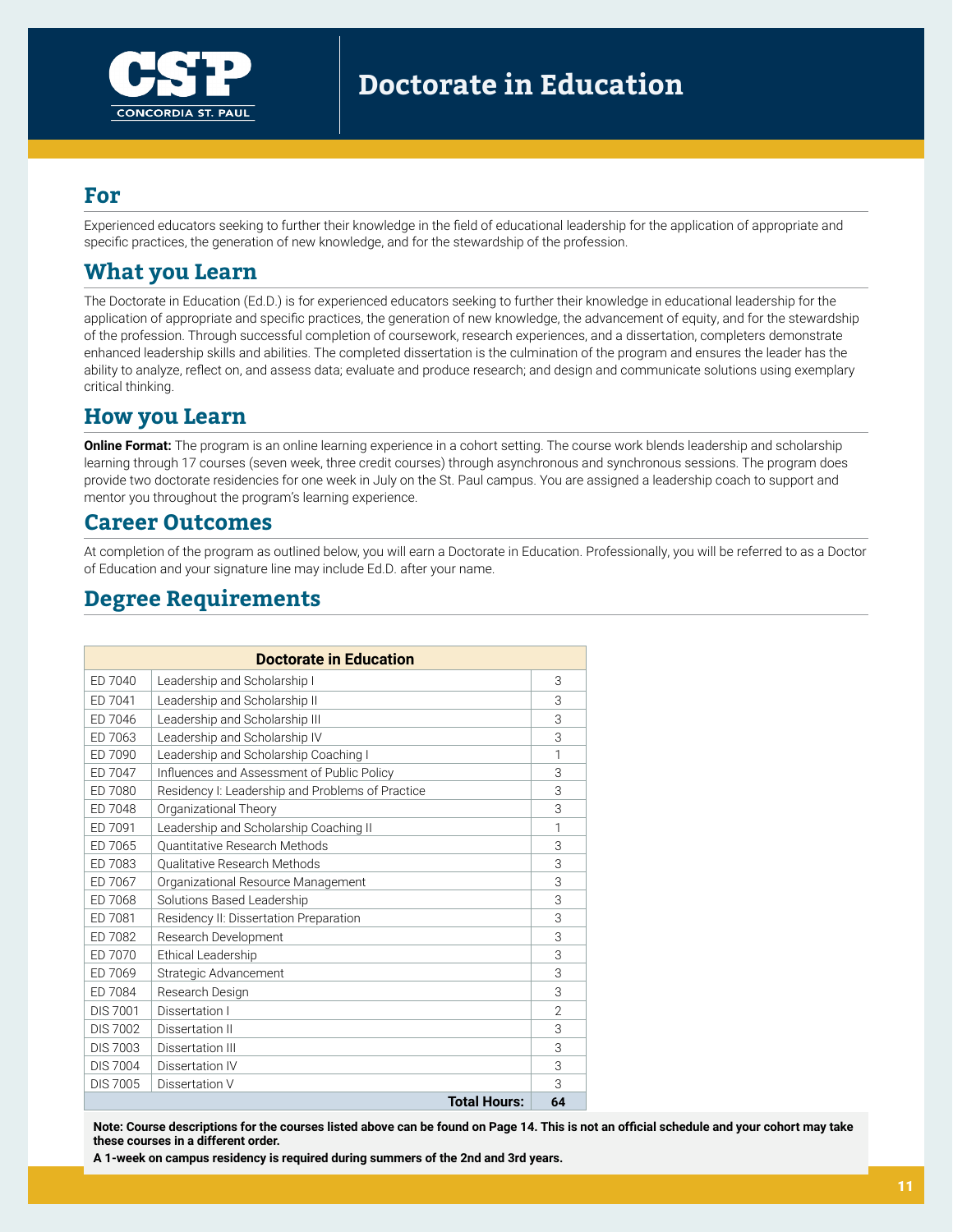# Doctorate in Education

## For

Experienced educators seeking to further their knowledge in the field of educational leadership for the application of appropriate and specific practices, the generation of new knowledge, and for the stewardship of the profession.

## What you Learn

The Doctorate in Education (Ed.D.) is for experienced educators seeking to further their knowledge in educational leadership for the application of appropriate and specific practices, the generation of new knowledge, the advancement of equity, and for the stewardship of the profession. Through successful completion of coursework, research experiences, and a dissertation, completers demonstrate enhanced leadership skills and abilities. The completed dissertation is the culmination of the program and ensures the leader has the ability to analyze, reflect on, and assess data; evaluate and produce research; and design and communicate solutions using exemplary critical thinking.

## How you Learn

**Online Format:** The program is an online learning experience in a cohort setting. The course work blends leadership and scholarship learning through 17 courses (seven week, three credit courses) through asynchronous and synchronous sessions. The program does provide two doctorate residencies for one week in July on the St. Paul campus. You are assigned a leadership coach to support and mentor you throughout the program's learning experience.

## Career Outcomes

At completion of the program as outlined below, you will earn a Doctorate in Education. Professionally, you will be referred to as a Doctor of Education and your signature line may include Ed.D. after your name.

## Degree Requirements

| Doctorate in Education | | |
|---|---|---|
| ED 7040 | Leadership and Scholarship I | 3 |
| ED 7041 | Leadership and Scholarship II | 3 |
| ED 7046 | Leadership and Scholarship III | 3 |
| ED 7063 | Leadership and Scholarship IV | 3 |
| ED 7090 | Leadership and Scholarship Coaching I | 1 |
| ED 7047 | Influences and Assessment of Public Policy | 3 |
| ED 7080 | Residency I: Leadership and Problems of Practice | 3 |
| ED 7048 | Organizational Theory | 3 |
| ED 7091 | Leadership and Scholarship Coaching II | 1 |
| ED 7065 | Quantitative Research Methods | 3 |
| ED 7083 | Qualitative Research Methods | 3 |
| ED 7067 | Organizational Resource Management | 3 |
| ED 7068 | Solutions Based Leadership | 3 |
| ED 7081 | Residency II: Dissertation Preparation | 3 |
| ED 7082 | Research Development | 3 |
| ED 7070 | Ethical Leadership | 3 |
| ED 7069 | Strategic Advancement | 3 |
| ED 7084 | Research Design | 3 |
| DIS 7001 | Dissertation I | 2 |
| DIS 7002 | Dissertation II | 3 |
| DIS 7003 | Dissertation III | 3 |
| DIS 7004 | Dissertation IV | 3 |
| DIS 7005 | Dissertation V | 3 |
| | **Total Hours:** | **64** |

**Note: Course descriptions for the courses listed above can be found on Page 14. This is not an official schedule and your cohort may take these courses in a different order.**

**A 1-week on campus residency is required during summers of the 2nd and 3rd years.**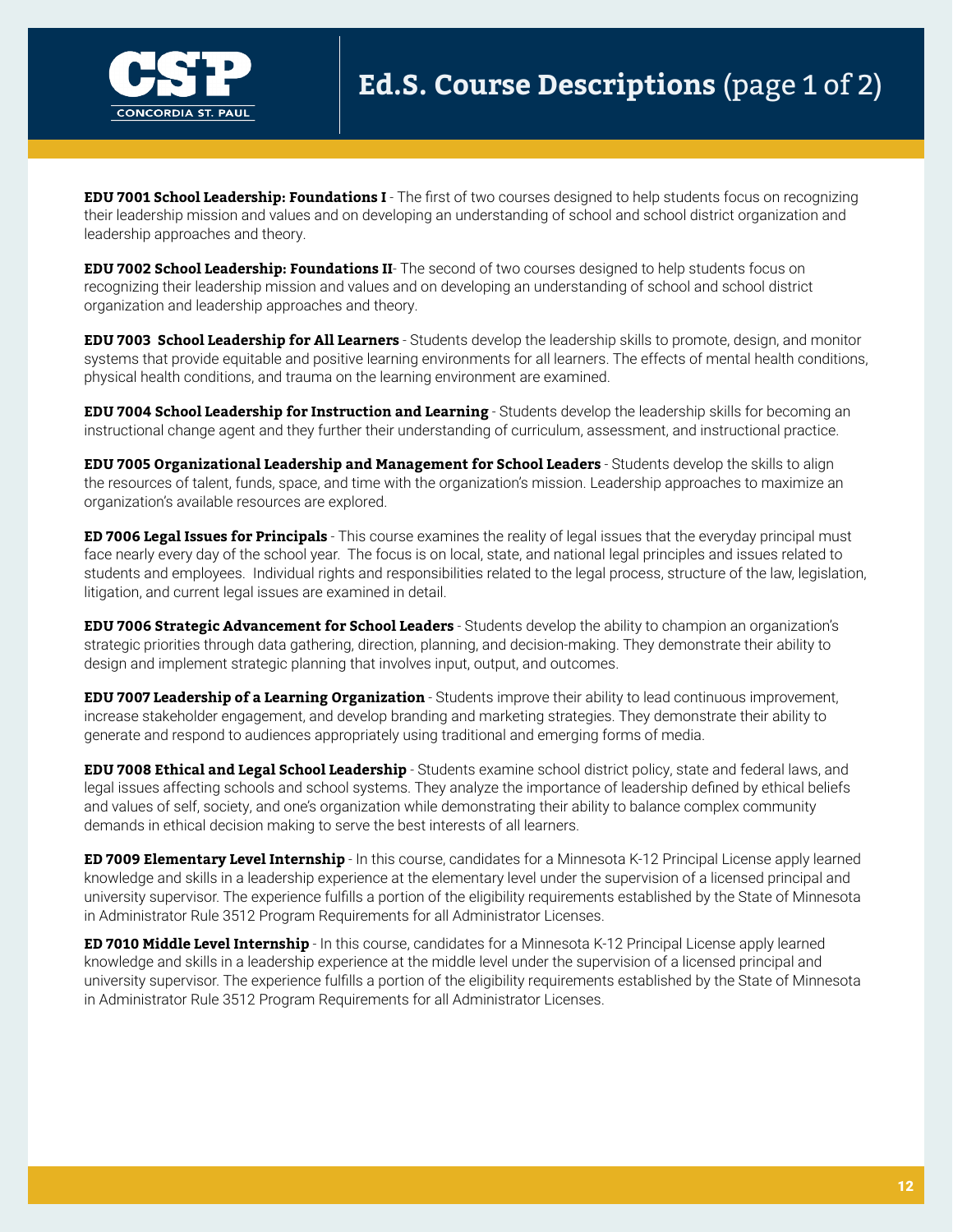# Ed.S. Course Descriptions (page 1 of 2)

**EDU 7001 School Leadership: Foundations I** - The first of two courses designed to help students focus on recognizing their leadership mission and values and on developing an understanding of school and school district organization and leadership approaches and theory.

**EDU 7002 School Leadership: Foundations II**- The second of two courses designed to help students focus on recognizing their leadership mission and values and on developing an understanding of school and school district organization and leadership approaches and theory.

**EDU 7003 School Leadership for All Learners** - Students develop the leadership skills to promote, design, and monitor systems that provide equitable and positive learning environments for all learners. The effects of mental health conditions, physical health conditions, and trauma on the learning environment are examined.

**EDU 7004 School Leadership for Instruction and Learning** - Students develop the leadership skills for becoming an instructional change agent and they further their understanding of curriculum, assessment, and instructional practice.

**EDU 7005 Organizational Leadership and Management for School Leaders** - Students develop the skills to align the resources of talent, funds, space, and time with the organization's mission. Leadership approaches to maximize an organization's available resources are explored.

**ED 7006 Legal Issues for Principals** - This course examines the reality of legal issues that the everyday principal must face nearly every day of the school year. The focus is on local, state, and national legal principles and issues related to students and employees. Individual rights and responsibilities related to the legal process, structure of the law, legislation, litigation, and current legal issues are examined in detail.

**EDU 7006 Strategic Advancement for School Leaders** - Students develop the ability to champion an organization's strategic priorities through data gathering, direction, planning, and decision-making. They demonstrate their ability to design and implement strategic planning that involves input, output, and outcomes.

**EDU 7007 Leadership of a Learning Organization** - Students improve their ability to lead continuous improvement, increase stakeholder engagement, and develop branding and marketing strategies. They demonstrate their ability to generate and respond to audiences appropriately using traditional and emerging forms of media.

**EDU 7008 Ethical and Legal School Leadership** - Students examine school district policy, state and federal laws, and legal issues affecting schools and school systems. They analyze the importance of leadership defined by ethical beliefs and values of self, society, and one's organization while demonstrating their ability to balance complex community demands in ethical decision making to serve the best interests of all learners.

**ED 7009 Elementary Level Internship** - In this course, candidates for a Minnesota K-12 Principal License apply learned knowledge and skills in a leadership experience at the elementary level under the supervision of a licensed principal and university supervisor. The experience fulfills a portion of the eligibility requirements established by the State of Minnesota in Administrator Rule 3512 Program Requirements for all Administrator Licenses.

**ED 7010 Middle Level Internship** - In this course, candidates for a Minnesota K-12 Principal License apply learned knowledge and skills in a leadership experience at the middle level under the supervision of a licensed principal and university supervisor. The experience fulfills a portion of the eligibility requirements established by the State of Minnesota in Administrator Rule 3512 Program Requirements for all Administrator Licenses.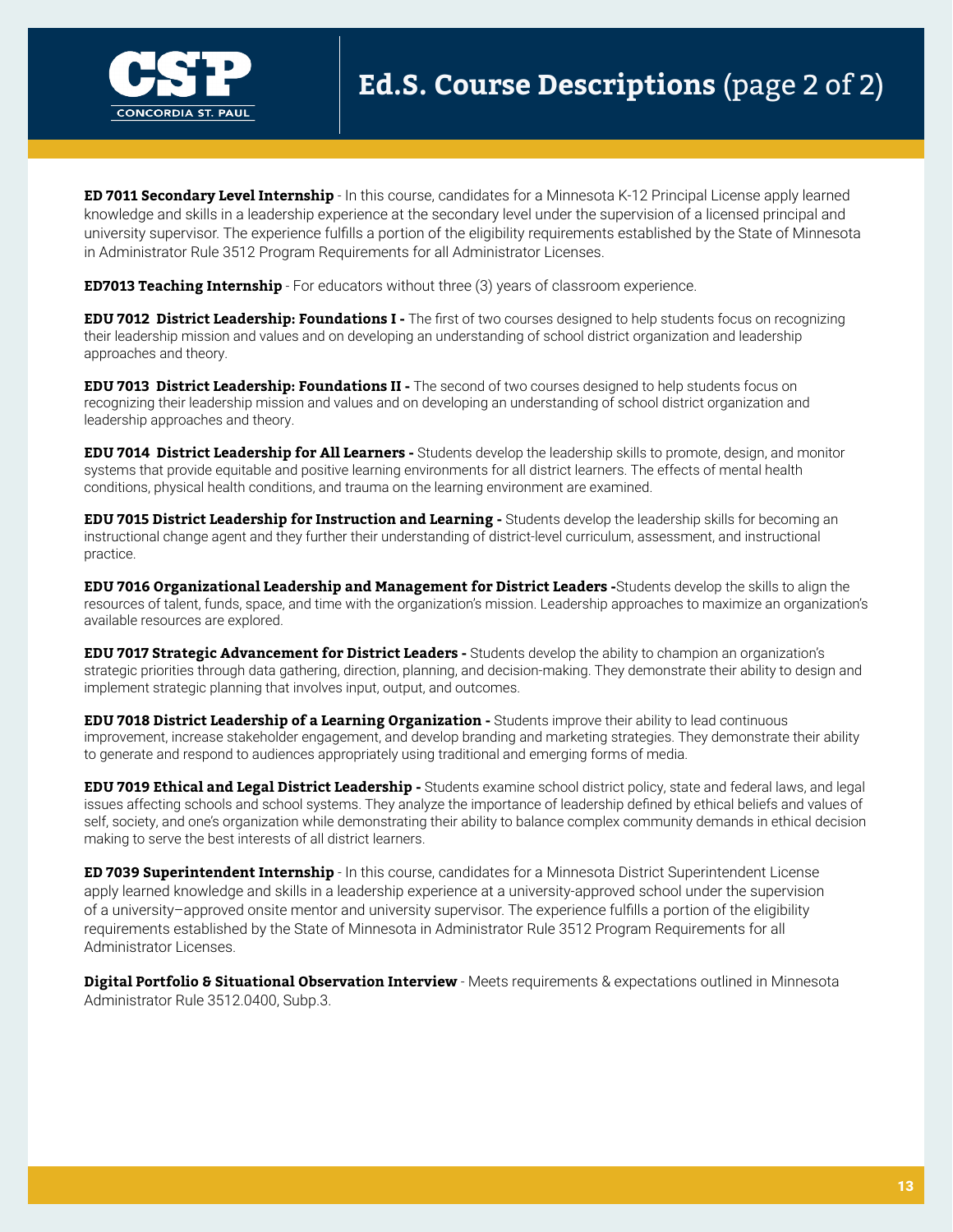# Ed.S. Course Descriptions (page 2 of 2)

**ED 7011 Secondary Level Internship** - In this course, candidates for a Minnesota K-12 Principal License apply learned knowledge and skills in a leadership experience at the secondary level under the supervision of a licensed principal and university supervisor. The experience fulfills a portion of the eligibility requirements established by the State of Minnesota in Administrator Rule 3512 Program Requirements for all Administrator Licenses.

**ED7013 Teaching Internship** - For educators without three (3) years of classroom experience.

**EDU 7012 District Leadership: Foundations I -** The first of two courses designed to help students focus on recognizing their leadership mission and values and on developing an understanding of school district organization and leadership approaches and theory.

**EDU 7013 District Leadership: Foundations II -** The second of two courses designed to help students focus on recognizing their leadership mission and values and on developing an understanding of school district organization and leadership approaches and theory.

**EDU 7014 District Leadership for All Learners -** Students develop the leadership skills to promote, design, and monitor systems that provide equitable and positive learning environments for all district learners. The effects of mental health conditions, physical health conditions, and trauma on the learning environment are examined.

**EDU 7015 District Leadership for Instruction and Learning -** Students develop the leadership skills for becoming an instructional change agent and they further their understanding of district-level curriculum, assessment, and instructional practice.

**EDU 7016 Organizational Leadership and Management for District Leaders -**Students develop the skills to align the resources of talent, funds, space, and time with the organization's mission. Leadership approaches to maximize an organization's available resources are explored.

**EDU 7017 Strategic Advancement for District Leaders -** Students develop the ability to champion an organization's strategic priorities through data gathering, direction, planning, and decision-making. They demonstrate their ability to design and implement strategic planning that involves input, output, and outcomes.

**EDU 7018 District Leadership of a Learning Organization -** Students improve their ability to lead continuous improvement, increase stakeholder engagement, and develop branding and marketing strategies. They demonstrate their ability to generate and respond to audiences appropriately using traditional and emerging forms of media.

**EDU 7019 Ethical and Legal District Leadership -** Students examine school district policy, state and federal laws, and legal issues affecting schools and school systems. They analyze the importance of leadership defined by ethical beliefs and values of self, society, and one's organization while demonstrating their ability to balance complex community demands in ethical decision making to serve the best interests of all district learners.

**ED 7039 Superintendent Internship** - In this course, candidates for a Minnesota District Superintendent License apply learned knowledge and skills in a leadership experience at a university-approved school under the supervision of a university–approved onsite mentor and university supervisor. The experience fulfills a portion of the eligibility requirements established by the State of Minnesota in Administrator Rule 3512 Program Requirements for all Administrator Licenses.

**Digital Portfolio & Situational Observation Interview** - Meets requirements & expectations outlined in Minnesota Administrator Rule 3512.0400, Subp.3.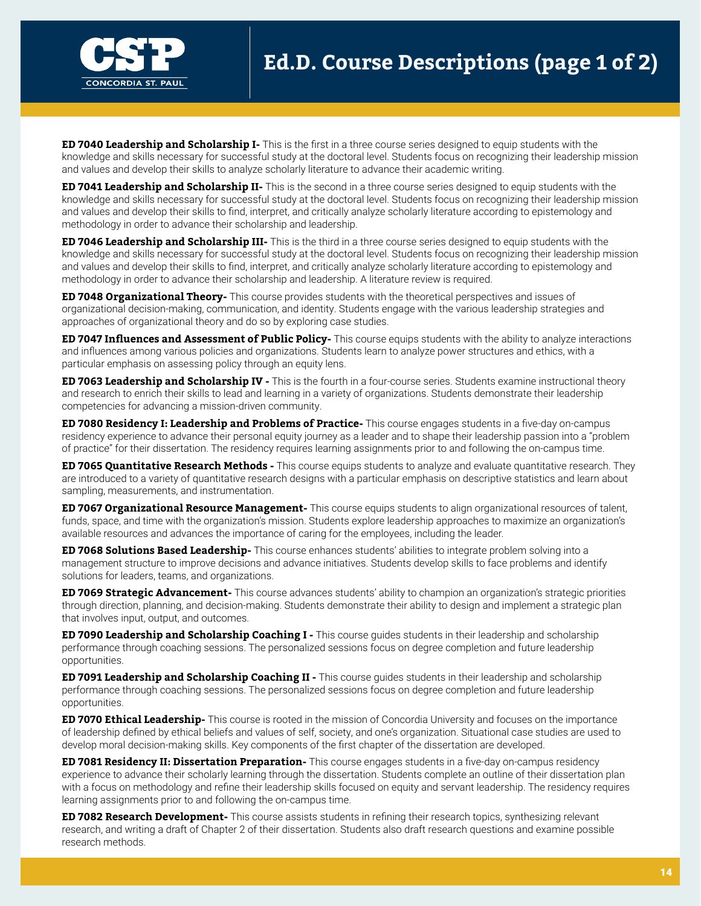# Ed.D. Course Descriptions (page 1 of 2)

**ED 7040 Leadership and Scholarship I-** This is the first in a three course series designed to equip students with the knowledge and skills necessary for successful study at the doctoral level. Students focus on recognizing their leadership mission and values and develop their skills to analyze scholarly literature to advance their academic writing.

**ED 7041 Leadership and Scholarship II-** This is the second in a three course series designed to equip students with the knowledge and skills necessary for successful study at the doctoral level. Students focus on recognizing their leadership mission and values and develop their skills to find, interpret, and critically analyze scholarly literature according to epistemology and methodology in order to advance their scholarship and leadership.

**ED 7046 Leadership and Scholarship III-** This is the third in a three course series designed to equip students with the knowledge and skills necessary for successful study at the doctoral level. Students focus on recognizing their leadership mission and values and develop their skills to find, interpret, and critically analyze scholarly literature according to epistemology and methodology in order to advance their scholarship and leadership. A literature review is required.

**ED 7048 Organizational Theory-** This course provides students with the theoretical perspectives and issues of organizational decision-making, communication, and identity. Students engage with the various leadership strategies and approaches of organizational theory and do so by exploring case studies.

**ED 7047 Influences and Assessment of Public Policy-** This course equips students with the ability to analyze interactions and influences among various policies and organizations. Students learn to analyze power structures and ethics, with a particular emphasis on assessing policy through an equity lens.

**ED 7063 Leadership and Scholarship IV -** This is the fourth in a four-course series. Students examine instructional theory and research to enrich their skills to lead and learning in a variety of organizations. Students demonstrate their leadership competencies for advancing a mission-driven community.

**ED 7080 Residency I: Leadership and Problems of Practice-** This course engages students in a five-day on-campus residency experience to advance their personal equity journey as a leader and to shape their leadership passion into a "problem of practice" for their dissertation. The residency requires learning assignments prior to and following the on-campus time.

**ED 7065 Quantitative Research Methods -** This course equips students to analyze and evaluate quantitative research. They are introduced to a variety of quantitative research designs with a particular emphasis on descriptive statistics and learn about sampling, measurements, and instrumentation.

**ED 7067 Organizational Resource Management-** This course equips students to align organizational resources of talent, funds, space, and time with the organization's mission. Students explore leadership approaches to maximize an organization's available resources and advances the importance of caring for the employees, including the leader.

**ED 7068 Solutions Based Leadership-** This course enhances students' abilities to integrate problem solving into a management structure to improve decisions and advance initiatives. Students develop skills to face problems and identify solutions for leaders, teams, and organizations.

**ED 7069 Strategic Advancement-** This course advances students' ability to champion an organization's strategic priorities through direction, planning, and decision-making. Students demonstrate their ability to design and implement a strategic plan that involves input, output, and outcomes.

**ED 7090 Leadership and Scholarship Coaching I -** This course guides students in their leadership and scholarship performance through coaching sessions. The personalized sessions focus on degree completion and future leadership opportunities.

**ED 7091 Leadership and Scholarship Coaching II -** This course guides students in their leadership and scholarship performance through coaching sessions. The personalized sessions focus on degree completion and future leadership opportunities.

**ED 7070 Ethical Leadership-** This course is rooted in the mission of Concordia University and focuses on the importance of leadership defined by ethical beliefs and values of self, society, and one's organization. Situational case studies are used to develop moral decision-making skills. Key components of the first chapter of the dissertation are developed.

**ED 7081 Residency II: Dissertation Preparation-** This course engages students in a five-day on-campus residency experience to advance their scholarly learning through the dissertation. Students complete an outline of their dissertation plan with a focus on methodology and refine their leadership skills focused on equity and servant leadership. The residency requires learning assignments prior to and following the on-campus time.

**ED 7082 Research Development-** This course assists students in refining their research topics, synthesizing relevant research, and writing a draft of Chapter 2 of their dissertation. Students also draft research questions and examine possible research methods.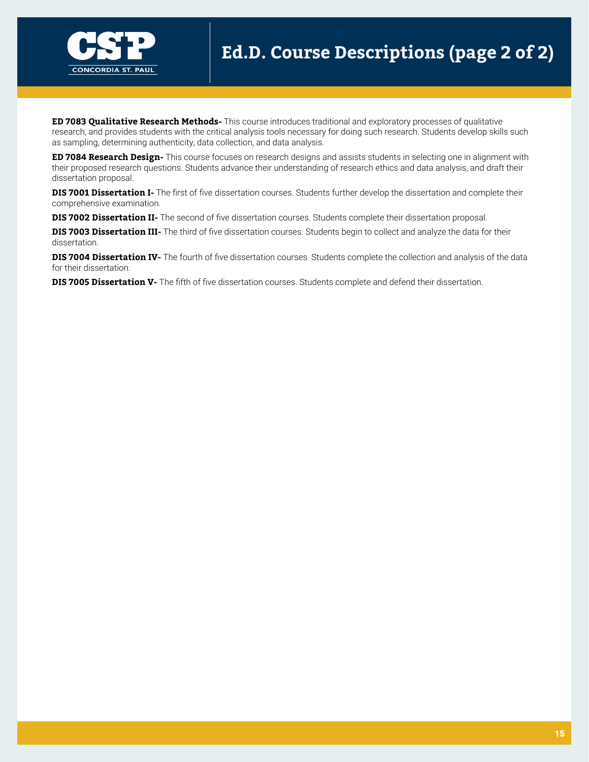# Ed.D. Course Descriptions (page 2 of 2)

**ED 7083 Qualitative Research Methods-** This course introduces traditional and exploratory processes of qualitative research, and provides students with the critical analysis tools necessary for doing such research. Students develop skills such as sampling, determining authenticity, data collection, and data analysis.

**ED 7084 Research Design-** This course focuses on research designs and assists students in selecting one in alignment with their proposed research questions. Students advance their understanding of research ethics and data analysis, and draft their dissertation proposal.

**DIS 7001 Dissertation I-** The first of five dissertation courses. Students further develop the dissertation and complete their comprehensive examination.

**DIS 7002 Dissertation II-** The second of five dissertation courses. Students complete their dissertation proposal.

**DIS 7003 Dissertation III-** The third of five dissertation courses. Students begin to collect and analyze the data for their dissertation.

**DIS 7004 Dissertation IV-** The fourth of five dissertation courses. Students complete the collection and analysis of the data for their dissertation.

**DIS 7005 Dissertation V-** The fifth of five dissertation courses. Students complete and defend their dissertation.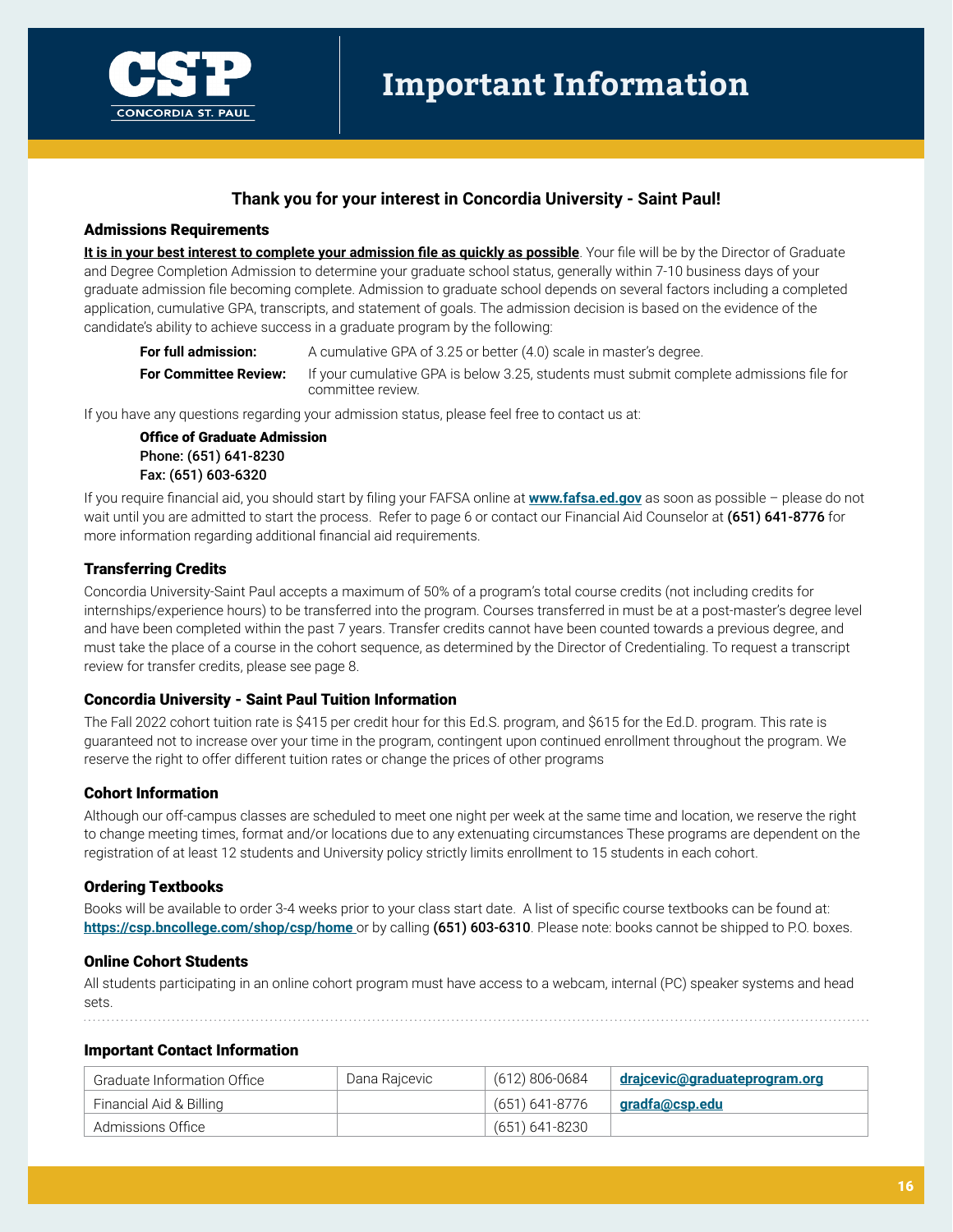# Important Information

**Thank you for your interest in Concordia University - Saint Paul!**

## Admissions Requirements

**It is in your best interest to complete your admission file as quickly as possible**. Your file will be by the Director of Graduate and Degree Completion Admission to determine your graduate school status, generally within 7-10 business days of your graduate admission file becoming complete. Admission to graduate school depends on several factors including a completed application, cumulative GPA, transcripts, and statement of goals. The admission decision is based on the evidence of the candidate's ability to achieve success in a graduate program by the following:

**For full admission:** A cumulative GPA of 3.25 or better (4.0) scale in master's degree.

**For Committee Review:** If your cumulative GPA is below 3.25, students must submit complete admissions file for committee review.

If you have any questions regarding your admission status, please feel free to contact us at:

**Office of Graduate Admission**
**Phone: (651) 641-8230**
**Fax: (651) 603-6320**

If you require financial aid, you should start by filing your FAFSA online at **www.fafsa.ed.gov** as soon as possible – please do not wait until you are admitted to start the process. Refer to page 6 or contact our Financial Aid Counselor at **(651) 641-8776** for more information regarding additional financial aid requirements.

## Transferring Credits

Concordia University-Saint Paul accepts a maximum of 50% of a program's total course credits (not including credits for internships/experience hours) to be transferred into the program. Courses transferred in must be at a post-master's degree level and have been completed within the past 7 years. Transfer credits cannot have been counted towards a previous degree, and must take the place of a course in the cohort sequence, as determined by the Director of Credentialing. To request a transcript review for transfer credits, please see page 8.

## Concordia University - Saint Paul Tuition Information

The Fall 2022 cohort tuition rate is $415 per credit hour for this Ed.S. program, and $615 for the Ed.D. program. This rate is guaranteed not to increase over your time in the program, contingent upon continued enrollment throughout the program. We reserve the right to offer different tuition rates or change the prices of other programs

## Cohort Information

Although our off-campus classes are scheduled to meet one night per week at the same time and location, we reserve the right to change meeting times, format and/or locations due to any extenuating circumstances These programs are dependent on the registration of at least 12 students and University policy strictly limits enrollment to 15 students in each cohort.

## Ordering Textbooks

Books will be available to order 3-4 weeks prior to your class start date. A list of specific course textbooks can be found at: **https://csp.bncollege.com/shop/csp/home** or by calling **(651) 603-6310**. Please note: books cannot be shipped to P.O. boxes.

## Online Cohort Students

All students participating in an online cohort program must have access to a webcam, internal (PC) speaker systems and head sets.

## Important Contact Information

| | | | |
|---|---|---|---|
| Graduate Information Office | Dana Rajcevic | (612) 806-0684 | **drajcevic@graduateprogram.org** |
| Financial Aid & Billing | | (651) 641-8776 | **gradfa@csp.edu** |
| Admissions Office | | (651) 641-8230 | |